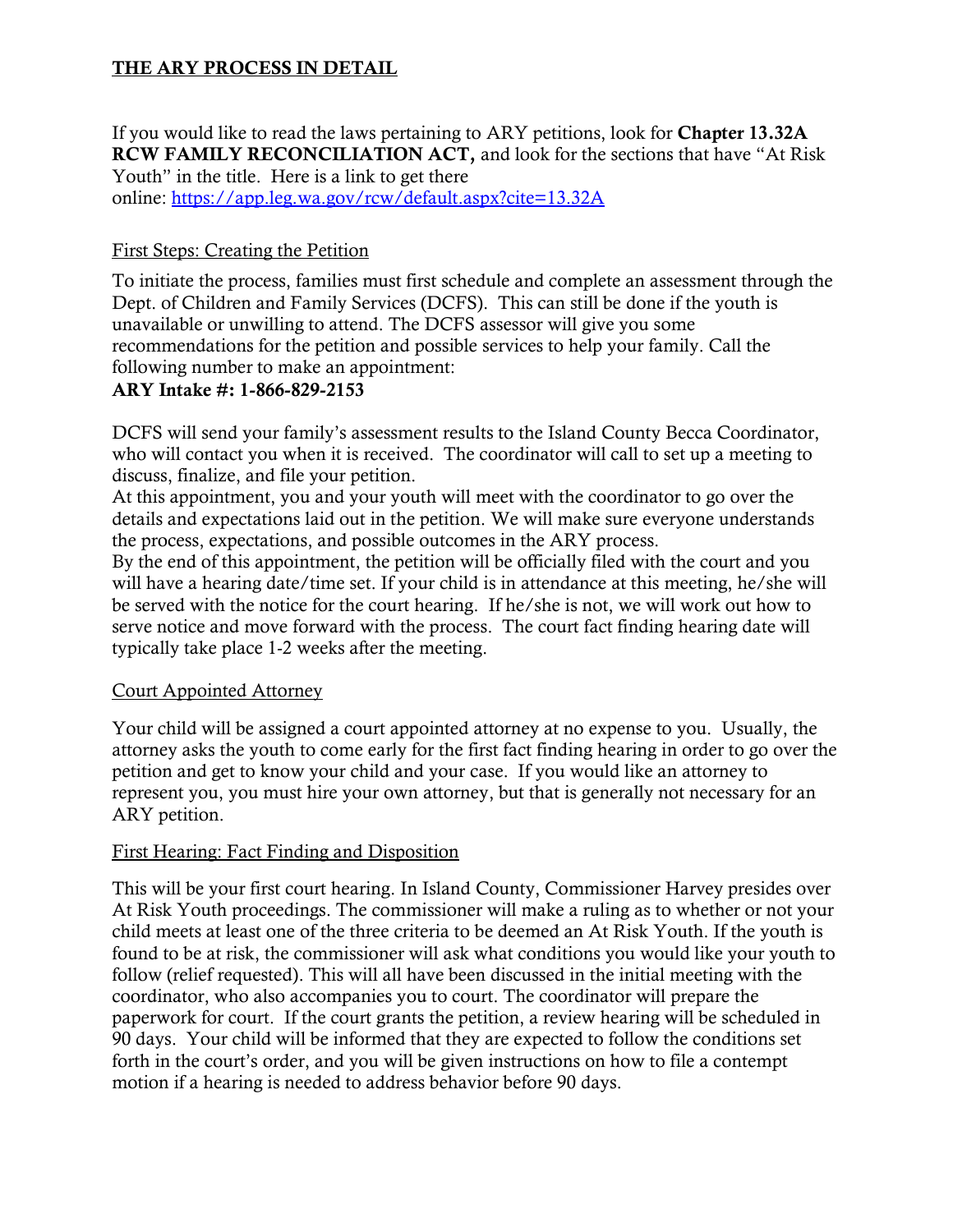# THE ARY PROCESS IN DETAIL

If you would like to read the laws pertaining to ARY petitions, look for **Chapter 13.32A RCW FAMILY RECONCILIATION ACT,** and look for the sections that have "At Risk Youth" in the title. Here is a link to get there online: https://app.leg.wa.gov/rcw/default.aspx?cite=13.32A

## First Steps: Creating the Petition

To initiate the process, families must first schedule and complete an assessment through the Dept. of Children and Family Services (DCFS). This can still be done if the youth is unavailable or unwilling to attend. The DCFS assessor will give you some recommendations for the petition and possible services to help your family. Call the following number to make an appointment:

**ARY Intake #: 1-866-829-2153**

DCFS will send your family's assessment results to the Island County Becca Coordinator, who will contact you when it is received. The coordinator will call to set up a meeting to discuss, finalize, and file your petition.

At this appointment, you and your youth will meet with the coordinator to go over the details and expectations laid out in the petition. We will make sure everyone understands the process, expectations, and possible outcomes in the ARY process.

By the end of this appointment, the petition will be officially filed with the court and you will have a hearing date/time set. If your child is in attendance at this meeting, he/she will be served with the notice for the court hearing. If he/she is not, we will work out how to serve notice and move forward with the process. The court fact finding hearing date will typically take place 1-2 weeks after the meeting.

## Court Appointed Attorney

Your child will be assigned a court appointed attorney at no expense to you. Usually, the attorney asks the youth to come early for the first fact finding hearing in order to go over the petition and get to know your child and your case. If you would like an attorney to represent you, you must hire your own attorney, but that is generally not necessary for an ARY petition.

## First Hearing: Fact Finding and Disposition

This will be your first court hearing. In Island County, Commissioner Harvey presides over At Risk Youth proceedings. The commissioner will make a ruling as to whether or not your child meets at least one of the three criteria to be deemed an At Risk Youth. If the youth is found to be at risk, the commissioner will ask what conditions you would like your youth to follow (relief requested). This will all have been discussed in the initial meeting with the coordinator, who also accompanies you to court. The coordinator will prepare the paperwork for court. If the court grants the petition, a review hearing will be scheduled in 90 days. Your child will be informed that they are expected to follow the conditions set forth in the court's order, and you will be given instructions on how to file a contempt motion if a hearing is needed to address behavior before 90 days.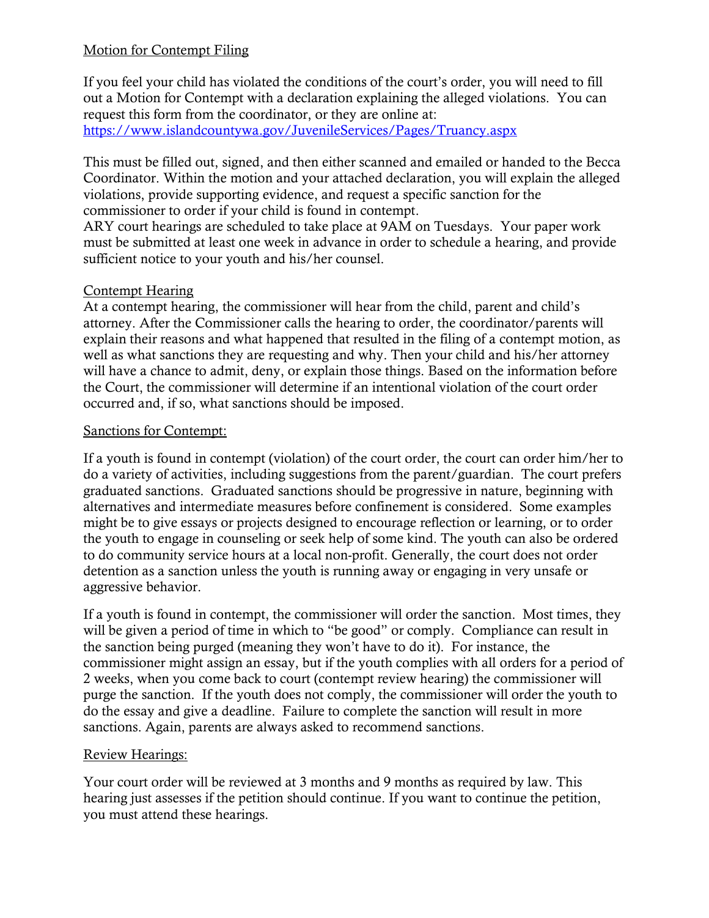Motion for Contempt Filing

If you feel your child has violated the conditions of the court's order, you will need to fill out a Motion for Contempt with a declaration explaining the alleged violations. You can request this form from the coordinator, or they are online at: https://www.islandcountywa.gov/JuvenileServices/Pages/Truancy.aspx

This must be filled out, signed, and then either scanned and emailed or handed to the Becca Coordinator. Within the motion and your attached declaration, you will explain the alleged violations, provide supporting evidence, and request a specific sanction for the commissioner to order if your child is found in contempt.
ARY court hearings are scheduled to take place at 9AM on Tuesdays. Your paper work must be submitted at least one week in advance in order to schedule a hearing, and provide sufficient notice to your youth and his/her counsel.

Contempt Hearing

At a contempt hearing, the commissioner will hear from the child, parent and child's attorney. After the Commissioner calls the hearing to order, the coordinator/parents will explain their reasons and what happened that resulted in the filing of a contempt motion, as well as what sanctions they are requesting and why. Then your child and his/her attorney will have a chance to admit, deny, or explain those things. Based on the information before the Court, the commissioner will determine if an intentional violation of the court order occurred and, if so, what sanctions should be imposed.

Sanctions for Contempt:

If a youth is found in contempt (violation) of the court order, the court can order him/her to do a variety of activities, including suggestions from the parent/guardian. The court prefers graduated sanctions. Graduated sanctions should be progressive in nature, beginning with alternatives and intermediate measures before confinement is considered. Some examples might be to give essays or projects designed to encourage reflection or learning, or to order the youth to engage in counseling or seek help of some kind. The youth can also be ordered to do community service hours at a local non-profit. Generally, the court does not order detention as a sanction unless the youth is running away or engaging in very unsafe or aggressive behavior.

If a youth is found in contempt, the commissioner will order the sanction. Most times, they will be given a period of time in which to "be good" or comply. Compliance can result in the sanction being purged (meaning they won't have to do it). For instance, the commissioner might assign an essay, but if the youth complies with all orders for a period of 2 weeks, when you come back to court (contempt review hearing) the commissioner will purge the sanction. If the youth does not comply, the commissioner will order the youth to do the essay and give a deadline. Failure to complete the sanction will result in more sanctions. Again, parents are always asked to recommend sanctions.

Review Hearings:

Your court order will be reviewed at 3 months and 9 months as required by law. This hearing just assesses if the petition should continue. If you want to continue the petition, you must attend these hearings.